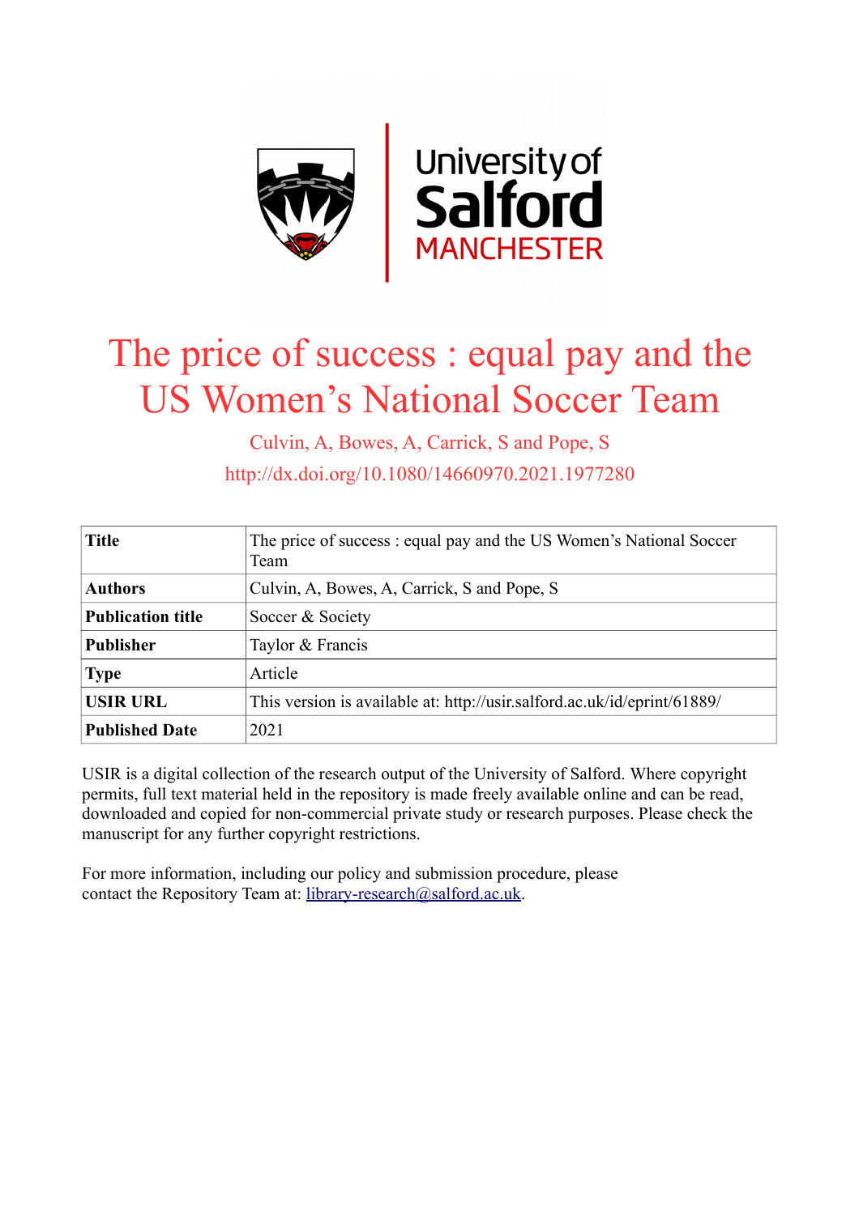# The price of success : equal pay and the US Women's National Soccer Team

Culvin, A, Bowes, A, Carrick, S and Pope, S

http://dx.doi.org/10.1080/14660970.2021.1977280

| **Title** | The price of success : equal pay and the US Women's National Soccer Team |
|---|---|
| **Authors** | Culvin, A, Bowes, A, Carrick, S and Pope, S |
| **Publication title** | Soccer & Society |
| **Publisher** | Taylor & Francis |
| **Type** | Article |
| **USIR URL** | This version is available at: http://usir.salford.ac.uk/id/eprint/61889/ |
| **Published Date** | 2021 |

USIR is a digital collection of the research output of the University of Salford. Where copyright permits, full text material held in the repository is made freely available online and can be read, downloaded and copied for non-commercial private study or research purposes. Please check the manuscript for any further copyright restrictions.

For more information, including our policy and submission procedure, please contact the Repository Team at: library-research@salford.ac.uk.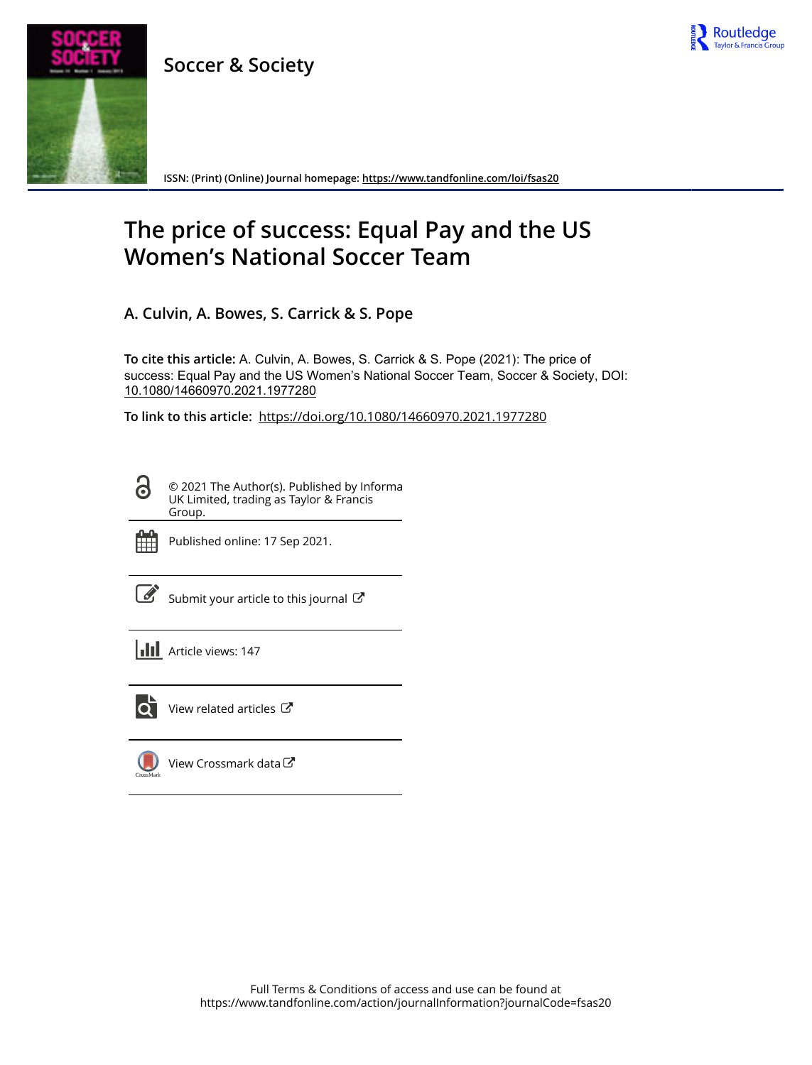Soccer & Society

ISSN: (Print) (Online) Journal homepage: https://www.tandfonline.com/loi/fsas20

# The price of success: Equal Pay and the US Women's National Soccer Team

A. Culvin, A. Bowes, S. Carrick & S. Pope

**To cite this article:** A. Culvin, A. Bowes, S. Carrick & S. Pope (2021): The price of success: Equal Pay and the US Women's National Soccer Team, Soccer & Society, DOI: 10.1080/14660970.2021.1977280

**To link to this article:** https://doi.org/10.1080/14660970.2021.1977280

© 2021 The Author(s). Published by Informa UK Limited, trading as Taylor & Francis Group.

Published online: 17 Sep 2021.

Submit your article to this journal

Article views: 147

View related articles

View Crossmark data

Full Terms & Conditions of access and use can be found at https://www.tandfonline.com/action/journalInformation?journalCode=fsas20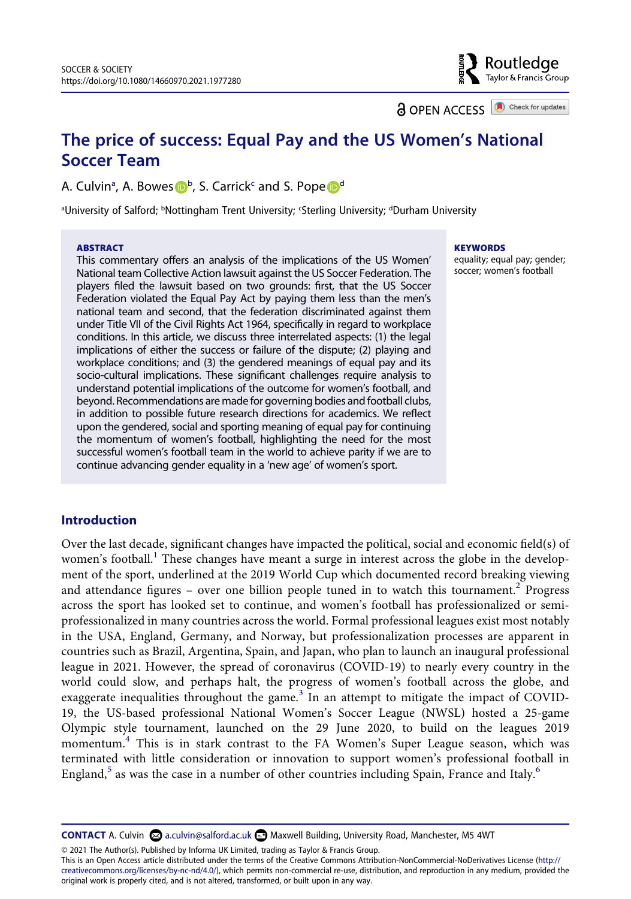# The price of success: Equal Pay and the US Women's National Soccer Team

A. Culvin[a], A. Bowes[b], S. Carrick[c] and S. Pope[d]

[a]University of Salford; [b]Nottingham Trent University; [c]Sterling University; [d]Durham University

**ABSTRACT**

This commentary offers an analysis of the implications of the US Women' National team Collective Action lawsuit against the US Soccer Federation. The players filed the lawsuit based on two grounds: first, that the US Soccer Federation violated the Equal Pay Act by paying them less than the men's national team and second, that the federation discriminated against them under Title VII of the Civil Rights Act 1964, specifically in regard to workplace conditions. In this article, we discuss three interrelated aspects: (1) the legal implications of either the success or failure of the dispute; (2) playing and workplace conditions; and (3) the gendered meanings of equal pay and its socio-cultural implications. These significant challenges require analysis to understand potential implications of the outcome for women's football, and beyond. Recommendations are made for governing bodies and football clubs, in addition to possible future research directions for academics. We reflect upon the gendered, social and sporting meaning of equal pay for continuing the momentum of women's football, highlighting the need for the most successful women's football team in the world to achieve parity if we are to continue advancing gender equality in a 'new age' of women's sport.

**KEYWORDS**

equality; equal pay; gender; soccer; women's football

## Introduction

Over the last decade, significant changes have impacted the political, social and economic field(s) of women's football.[1] These changes have meant a surge in interest across the globe in the development of the sport, underlined at the 2019 World Cup which documented record breaking viewing and attendance figures – over one billion people tuned in to watch this tournament.[2] Progress across the sport has looked set to continue, and women's football has professionalized or semi-professionalized in many countries across the world. Formal professional leagues exist most notably in the USA, England, Germany, and Norway, but professionalization processes are apparent in countries such as Brazil, Argentina, Spain, and Japan, who plan to launch an inaugural professional league in 2021. However, the spread of coronavirus (COVID-19) to nearly every country in the world could slow, and perhaps halt, the progress of women's football across the globe, and exaggerate inequalities throughout the game.[3] In an attempt to mitigate the impact of COVID-19, the US-based professional National Women's Soccer League (NWSL) hosted a 25-game Olympic style tournament, launched on the 29 June 2020, to build on the leagues 2019 momentum.[4] This is in stark contrast to the FA Women's Super League season, which was terminated with little consideration or innovation to support women's professional football in England,[5] as was the case in a number of other countries including Spain, France and Italy.[6]

**CONTACT** A. Culvin a.culvin@salford.ac.uk Maxwell Building, University Road, Manchester, M5 4WT

© 2021 The Author(s). Published by Informa UK Limited, trading as Taylor & Francis Group.
This is an Open Access article distributed under the terms of the Creative Commons Attribution-NonCommercial-NoDerivatives License (http://creativecommons.org/licenses/by-nc-nd/4.0/), which permits non-commercial re-use, distribution, and reproduction in any medium, provided the original work is properly cited, and is not altered, transformed, or built upon in any way.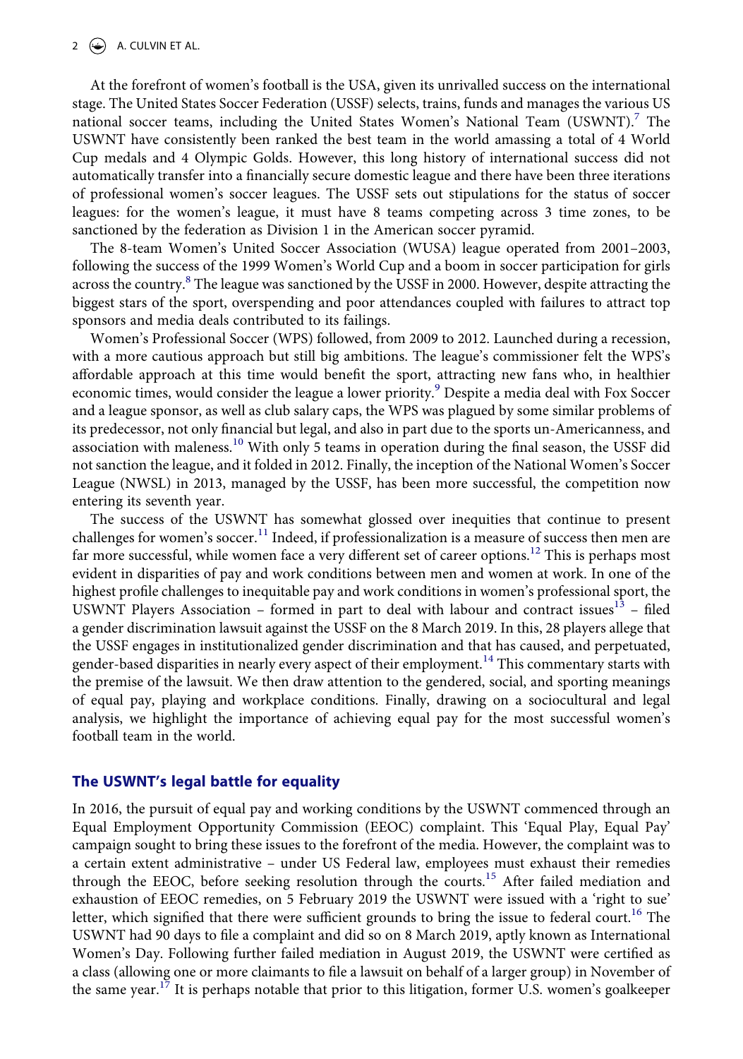At the forefront of women's football is the USA, given its unrivalled success on the international stage. The United States Soccer Federation (USSF) selects, trains, funds and manages the various US national soccer teams, including the United States Women's National Team (USWNT).[7] The USWNT have consistently been ranked the best team in the world amassing a total of 4 World Cup medals and 4 Olympic Golds. However, this long history of international success did not automatically transfer into a financially secure domestic league and there have been three iterations of professional women's soccer leagues. The USSF sets out stipulations for the status of soccer leagues: for the women's league, it must have 8 teams competing across 3 time zones, to be sanctioned by the federation as Division 1 in the American soccer pyramid.

The 8-team Women's United Soccer Association (WUSA) league operated from 2001–2003, following the success of the 1999 Women's World Cup and a boom in soccer participation for girls across the country.[8] The league was sanctioned by the USSF in 2000. However, despite attracting the biggest stars of the sport, overspending and poor attendances coupled with failures to attract top sponsors and media deals contributed to its failings.

Women's Professional Soccer (WPS) followed, from 2009 to 2012. Launched during a recession, with a more cautious approach but still big ambitions. The league's commissioner felt the WPS's affordable approach at this time would benefit the sport, attracting new fans who, in healthier economic times, would consider the league a lower priority.[9] Despite a media deal with Fox Soccer and a league sponsor, as well as club salary caps, the WPS was plagued by some similar problems of its predecessor, not only financial but legal, and also in part due to the sports un-Americanness, and association with maleness.[10] With only 5 teams in operation during the final season, the USSF did not sanction the league, and it folded in 2012. Finally, the inception of the National Women's Soccer League (NWSL) in 2013, managed by the USSF, has been more successful, the competition now entering its seventh year.

The success of the USWNT has somewhat glossed over inequities that continue to present challenges for women's soccer.[11] Indeed, if professionalization is a measure of success then men are far more successful, while women face a very different set of career options.[12] This is perhaps most evident in disparities of pay and work conditions between men and women at work. In one of the highest profile challenges to inequitable pay and work conditions in women's professional sport, the USWNT Players Association – formed in part to deal with labour and contract issues[13] – filed a gender discrimination lawsuit against the USSF on the 8 March 2019. In this, 28 players allege that the USSF engages in institutionalized gender discrimination and that has caused, and perpetuated, gender-based disparities in nearly every aspect of their employment.[14] This commentary starts with the premise of the lawsuit. We then draw attention to the gendered, social, and sporting meanings of equal pay, playing and workplace conditions. Finally, drawing on a sociocultural and legal analysis, we highlight the importance of achieving equal pay for the most successful women's football team in the world.

## The USWNT's legal battle for equality

In 2016, the pursuit of equal pay and working conditions by the USWNT commenced through an Equal Employment Opportunity Commission (EEOC) complaint. This 'Equal Play, Equal Pay' campaign sought to bring these issues to the forefront of the media. However, the complaint was to a certain extent administrative – under US Federal law, employees must exhaust their remedies through the EEOC, before seeking resolution through the courts.[15] After failed mediation and exhaustion of EEOC remedies, on 5 February 2019 the USWNT were issued with a 'right to sue' letter, which signified that there were sufficient grounds to bring the issue to federal court.[16] The USWNT had 90 days to file a complaint and did so on 8 March 2019, aptly known as International Women's Day. Following further failed mediation in August 2019, the USWNT were certified as a class (allowing one or more claimants to file a lawsuit on behalf of a larger group) in November of the same year.[17] It is perhaps notable that prior to this litigation, former U.S. women's goalkeeper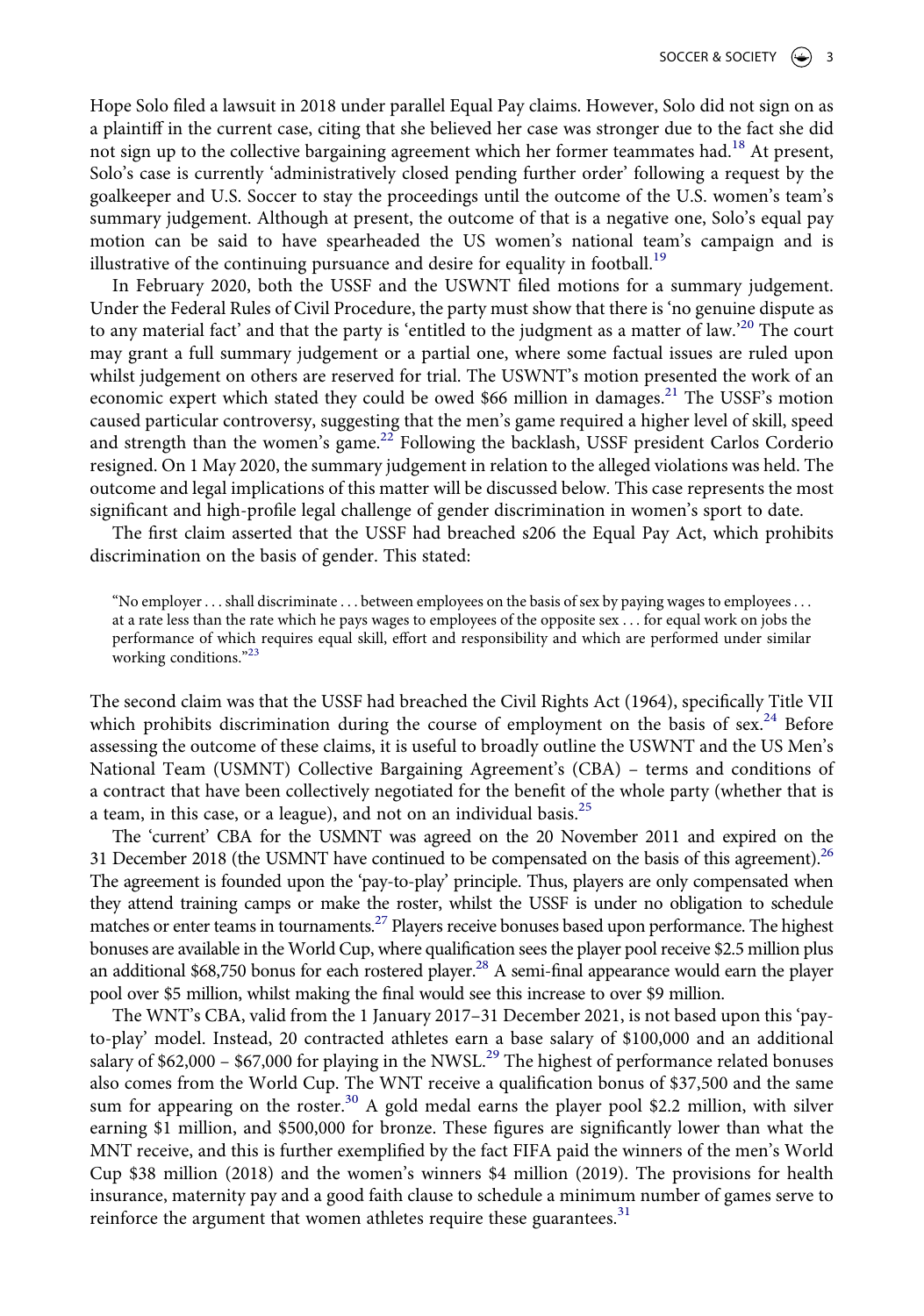Hope Solo filed a lawsuit in 2018 under parallel Equal Pay claims. However, Solo did not sign on as a plaintiff in the current case, citing that she believed her case was stronger due to the fact she did not sign up to the collective bargaining agreement which her former teammates had.[18] At present, Solo's case is currently 'administratively closed pending further order' following a request by the goalkeeper and U.S. Soccer to stay the proceedings until the outcome of the U.S. women's team's summary judgement. Although at present, the outcome of that is a negative one, Solo's equal pay motion can be said to have spearheaded the US women's national team's campaign and is illustrative of the continuing pursuance and desire for equality in football.[19]

In February 2020, both the USSF and the USWNT filed motions for a summary judgement. Under the Federal Rules of Civil Procedure, the party must show that there is 'no genuine dispute as to any material fact' and that the party is 'entitled to the judgment as a matter of law.'[20] The court may grant a full summary judgement or a partial one, where some factual issues are ruled upon whilst judgement on others are reserved for trial. The USWNT's motion presented the work of an economic expert which stated they could be owed $66 million in damages.[21] The USSF's motion caused particular controversy, suggesting that the men's game required a higher level of skill, speed and strength than the women's game.[22] Following the backlash, USSF president Carlos Corderio resigned. On 1 May 2020, the summary judgement in relation to the alleged violations was held. The outcome and legal implications of this matter will be discussed below. This case represents the most significant and high-profile legal challenge of gender discrimination in women's sport to date.

The first claim asserted that the USSF had breached s206 the Equal Pay Act, which prohibits discrimination on the basis of gender. This stated:

> "No employer . . . shall discriminate . . . between employees on the basis of sex by paying wages to employees . . . at a rate less than the rate which he pays wages to employees of the opposite sex . . . for equal work on jobs the performance of which requires equal skill, effort and responsibility and which are performed under similar working conditions."[23]

The second claim was that the USSF had breached the Civil Rights Act (1964), specifically Title VII which prohibits discrimination during the course of employment on the basis of sex.[24] Before assessing the outcome of these claims, it is useful to broadly outline the USWNT and the US Men's National Team (USMNT) Collective Bargaining Agreement's (CBA) – terms and conditions of a contract that have been collectively negotiated for the benefit of the whole party (whether that is a team, in this case, or a league), and not on an individual basis.[25]

The 'current' CBA for the USMNT was agreed on the 20 November 2011 and expired on the 31 December 2018 (the USMNT have continued to be compensated on the basis of this agreement).[26] The agreement is founded upon the 'pay-to-play' principle. Thus, players are only compensated when they attend training camps or make the roster, whilst the USSF is under no obligation to schedule matches or enter teams in tournaments.[27] Players receive bonuses based upon performance. The highest bonuses are available in the World Cup, where qualification sees the player pool receive $2.5 million plus an additional $68,750 bonus for each rostered player.[28] A semi-final appearance would earn the player pool over $5 million, whilst making the final would see this increase to over $9 million.

The WNT's CBA, valid from the 1 January 2017–31 December 2021, is not based upon this 'pay-to-play' model. Instead, 20 contracted athletes earn a base salary of $100,000 and an additional salary of $62,000 – $67,000 for playing in the NWSL.[29] The highest of performance related bonuses also comes from the World Cup. The WNT receive a qualification bonus of $37,500 and the same sum for appearing on the roster.[30] A gold medal earns the player pool $2.2 million, with silver earning $1 million, and $500,000 for bronze. These figures are significantly lower than what the MNT receive, and this is further exemplified by the fact FIFA paid the winners of the men's World Cup $38 million (2018) and the women's winners $4 million (2019). The provisions for health insurance, maternity pay and a good faith clause to schedule a minimum number of games serve to reinforce the argument that women athletes require these guarantees.[31]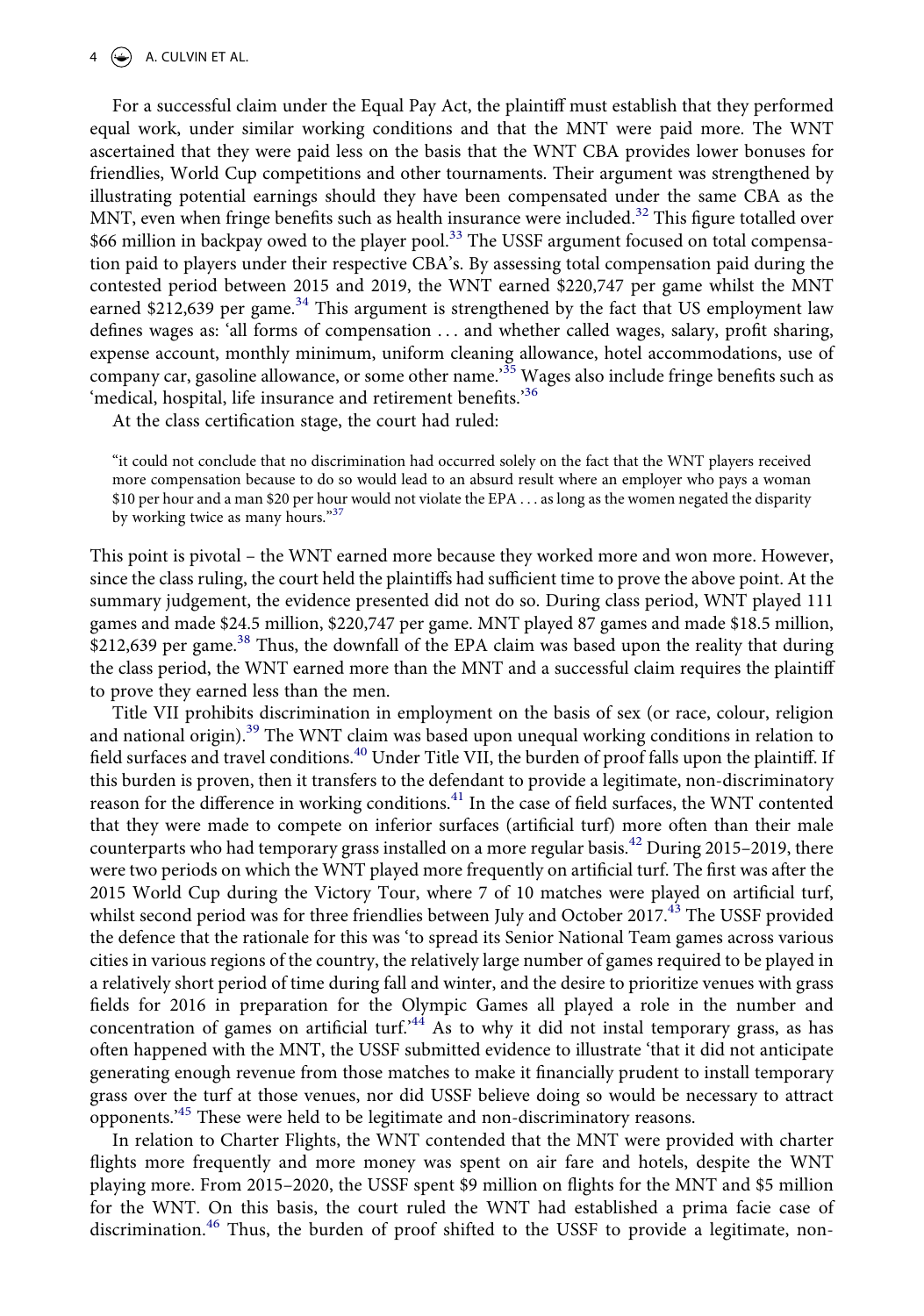For a successful claim under the Equal Pay Act, the plaintiff must establish that they performed equal work, under similar working conditions and that the MNT were paid more. The WNT ascertained that they were paid less on the basis that the WNT CBA provides lower bonuses for friendlies, World Cup competitions and other tournaments. Their argument was strengthened by illustrating potential earnings should they have been compensated under the same CBA as the MNT, even when fringe benefits such as health insurance were included.[32] This figure totalled over $66 million in backpay owed to the player pool.[33] The USSF argument focused on total compensation paid to players under their respective CBA's. By assessing total compensation paid during the contested period between 2015 and 2019, the WNT earned $220,747 per game whilst the MNT earned $212,639 per game.[34] This argument is strengthened by the fact that US employment law defines wages as: 'all forms of compensation . . . and whether called wages, salary, profit sharing, expense account, monthly minimum, uniform cleaning allowance, hotel accommodations, use of company car, gasoline allowance, or some other name.'[35] Wages also include fringe benefits such as 'medical, hospital, life insurance and retirement benefits.'[36]

At the class certification stage, the court had ruled:

> "it could not conclude that no discrimination had occurred solely on the fact that the WNT players received more compensation because to do so would lead to an absurd result where an employer who pays a woman $10 per hour and a man $20 per hour would not violate the EPA . . . as long as the women negated the disparity by working twice as many hours."[37]

This point is pivotal – the WNT earned more because they worked more and won more. However, since the class ruling, the court held the plaintiffs had sufficient time to prove the above point. At the summary judgement, the evidence presented did not do so. During class period, WNT played 111 games and made $24.5 million, $220,747 per game. MNT played 87 games and made $18.5 million, $212,639 per game.[38] Thus, the downfall of the EPA claim was based upon the reality that during the class period, the WNT earned more than the MNT and a successful claim requires the plaintiff to prove they earned less than the men.

Title VII prohibits discrimination in employment on the basis of sex (or race, colour, religion and national origin).[39] The WNT claim was based upon unequal working conditions in relation to field surfaces and travel conditions.[40] Under Title VII, the burden of proof falls upon the plaintiff. If this burden is proven, then it transfers to the defendant to provide a legitimate, non-discriminatory reason for the difference in working conditions.[41] In the case of field surfaces, the WNT contented that they were made to compete on inferior surfaces (artificial turf) more often than their male counterparts who had temporary grass installed on a more regular basis.[42] During 2015–2019, there were two periods on which the WNT played more frequently on artificial turf. The first was after the 2015 World Cup during the Victory Tour, where 7 of 10 matches were played on artificial turf, whilst second period was for three friendlies between July and October 2017.[43] The USSF provided the defence that the rationale for this was 'to spread its Senior National Team games across various cities in various regions of the country, the relatively large number of games required to be played in a relatively short period of time during fall and winter, and the desire to prioritize venues with grass fields for 2016 in preparation for the Olympic Games all played a role in the number and concentration of games on artificial turf.'[44] As to why it did not instal temporary grass, as has often happened with the MNT, the USSF submitted evidence to illustrate 'that it did not anticipate generating enough revenue from those matches to make it financially prudent to install temporary grass over the turf at those venues, nor did USSF believe doing so would be necessary to attract opponents.'[45] These were held to be legitimate and non-discriminatory reasons.

In relation to Charter Flights, the WNT contended that the MNT were provided with charter flights more frequently and more money was spent on air fare and hotels, despite the WNT playing more. From 2015–2020, the USSF spent $9 million on flights for the MNT and $5 million for the WNT. On this basis, the court ruled the WNT had established a prima facie case of discrimination.[46] Thus, the burden of proof shifted to the USSF to provide a legitimate, non-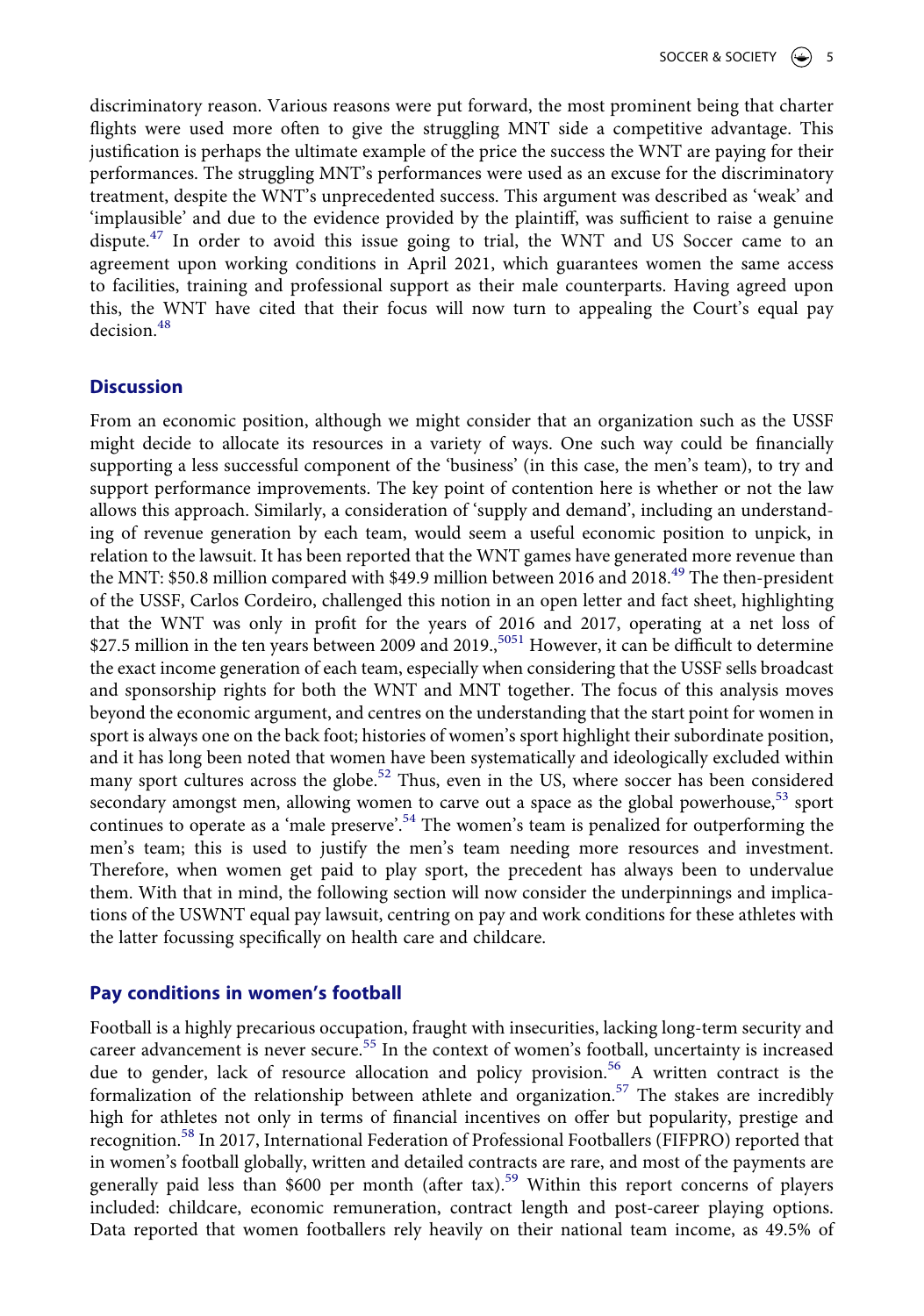discriminatory reason. Various reasons were put forward, the most prominent being that charter flights were used more often to give the struggling MNT side a competitive advantage. This justification is perhaps the ultimate example of the price the success the WNT are paying for their performances. The struggling MNT's performances were used as an excuse for the discriminatory treatment, despite the WNT's unprecedented success. This argument was described as 'weak' and 'implausible' and due to the evidence provided by the plaintiff, was sufficient to raise a genuine dispute.[47] In order to avoid this issue going to trial, the WNT and US Soccer came to an agreement upon working conditions in April 2021, which guarantees women the same access to facilities, training and professional support as their male counterparts. Having agreed upon this, the WNT have cited that their focus will now turn to appealing the Court's equal pay decision.[48]

## Discussion

From an economic position, although we might consider that an organization such as the USSF might decide to allocate its resources in a variety of ways. One such way could be financially supporting a less successful component of the 'business' (in this case, the men's team), to try and support performance improvements. The key point of contention here is whether or not the law allows this approach. Similarly, a consideration of 'supply and demand', including an understanding of revenue generation by each team, would seem a useful economic position to unpick, in relation to the lawsuit. It has been reported that the WNT games have generated more revenue than the MNT: $50.8 million compared with $49.9 million between 2016 and 2018.[49] The then-president of the USSF, Carlos Cordeiro, challenged this notion in an open letter and fact sheet, highlighting that the WNT was only in profit for the years of 2016 and 2017, operating at a net loss of $27.5 million in the ten years between 2009 and 2019.,[50][51] However, it can be difficult to determine the exact income generation of each team, especially when considering that the USSF sells broadcast and sponsorship rights for both the WNT and MNT together. The focus of this analysis moves beyond the economic argument, and centres on the understanding that the start point for women in sport is always one on the back foot; histories of women's sport highlight their subordinate position, and it has long been noted that women have been systematically and ideologically excluded within many sport cultures across the globe.[52] Thus, even in the US, where soccer has been considered secondary amongst men, allowing women to carve out a space as the global powerhouse,[53] sport continues to operate as a 'male preserve'.[54] The women's team is penalized for outperforming the men's team; this is used to justify the men's team needing more resources and investment. Therefore, when women get paid to play sport, the precedent has always been to undervalue them. With that in mind, the following section will now consider the underpinnings and implications of the USWNT equal pay lawsuit, centring on pay and work conditions for these athletes with the latter focussing specifically on health care and childcare.

## Pay conditions in women's football

Football is a highly precarious occupation, fraught with insecurities, lacking long-term security and career advancement is never secure.[55] In the context of women's football, uncertainty is increased due to gender, lack of resource allocation and policy provision.[56] A written contract is the formalization of the relationship between athlete and organization.[57] The stakes are incredibly high for athletes not only in terms of financial incentives on offer but popularity, prestige and recognition.[58] In 2017, International Federation of Professional Footballers (FIFPRO) reported that in women's football globally, written and detailed contracts are rare, and most of the payments are generally paid less than $600 per month (after tax).[59] Within this report concerns of players included: childcare, economic remuneration, contract length and post-career playing options. Data reported that women footballers rely heavily on their national team income, as 49.5% of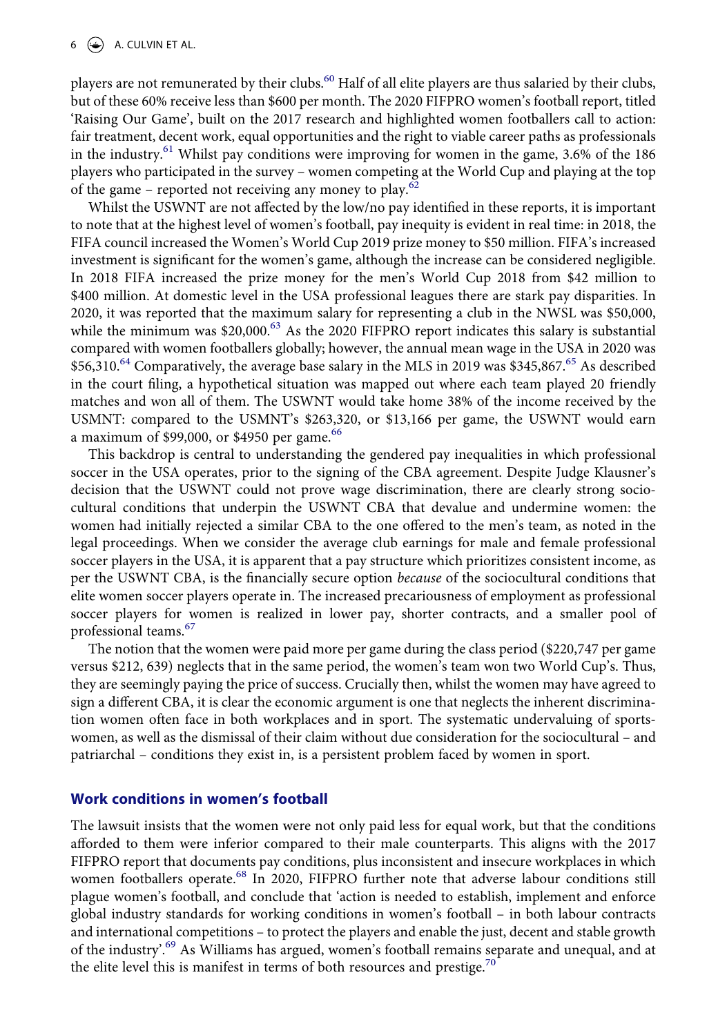players are not remunerated by their clubs.[60] Half of all elite players are thus salaried by their clubs, but of these 60% receive less than $600 per month. The 2020 FIFPRO women's football report, titled 'Raising Our Game', built on the 2017 research and highlighted women footballers call to action: fair treatment, decent work, equal opportunities and the right to viable career paths as professionals in the industry.[61] Whilst pay conditions were improving for women in the game, 3.6% of the 186 players who participated in the survey – women competing at the World Cup and playing at the top of the game – reported not receiving any money to play.[62]

Whilst the USWNT are not affected by the low/no pay identified in these reports, it is important to note that at the highest level of women's football, pay inequity is evident in real time: in 2018, the FIFA council increased the Women's World Cup 2019 prize money to $50 million. FIFA's increased investment is significant for the women's game, although the increase can be considered negligible. In 2018 FIFA increased the prize money for the men's World Cup 2018 from $42 million to $400 million. At domestic level in the USA professional leagues there are stark pay disparities. In 2020, it was reported that the maximum salary for representing a club in the NWSL was $50,000, while the minimum was $20,000.[63] As the 2020 FIFPRO report indicates this salary is substantial compared with women footballers globally; however, the annual mean wage in the USA in 2020 was $56,310.[64] Comparatively, the average base salary in the MLS in 2019 was $345,867.[65] As described in the court filing, a hypothetical situation was mapped out where each team played 20 friendly matches and won all of them. The USWNT would take home 38% of the income received by the USMNT: compared to the USMNT's $263,320, or $13,166 per game, the USWNT would earn a maximum of $99,000, or $4950 per game.[66]

This backdrop is central to understanding the gendered pay inequalities in which professional soccer in the USA operates, prior to the signing of the CBA agreement. Despite Judge Klausner's decision that the USWNT could not prove wage discrimination, there are clearly strong sociocultural conditions that underpin the USWNT CBA that devalue and undermine women: the women had initially rejected a similar CBA to the one offered to the men's team, as noted in the legal proceedings. When we consider the average club earnings for male and female professional soccer players in the USA, it is apparent that a pay structure which prioritizes consistent income, as per the USWNT CBA, is the financially secure option *because* of the sociocultural conditions that elite women soccer players operate in. The increased precariousness of employment as professional soccer players for women is realized in lower pay, shorter contracts, and a smaller pool of professional teams.[67]

The notion that the women were paid more per game during the class period ($220,747 per game versus $212, 639) neglects that in the same period, the women's team won two World Cup's. Thus, they are seemingly paying the price of success. Crucially then, whilst the women may have agreed to sign a different CBA, it is clear the economic argument is one that neglects the inherent discrimination women often face in both workplaces and in sport. The systematic undervaluing of sportswomen, as well as the dismissal of their claim without due consideration for the sociocultural – and patriarchal – conditions they exist in, is a persistent problem faced by women in sport.

## Work conditions in women's football

The lawsuit insists that the women were not only paid less for equal work, but that the conditions afforded to them were inferior compared to their male counterparts. This aligns with the 2017 FIFPRO report that documents pay conditions, plus inconsistent and insecure workplaces in which women footballers operate.[68] In 2020, FIFPRO further note that adverse labour conditions still plague women's football, and conclude that 'action is needed to establish, implement and enforce global industry standards for working conditions in women's football – in both labour contracts and international competitions – to protect the players and enable the just, decent and stable growth of the industry'.[69] As Williams has argued, women's football remains separate and unequal, and at the elite level this is manifest in terms of both resources and prestige.[70]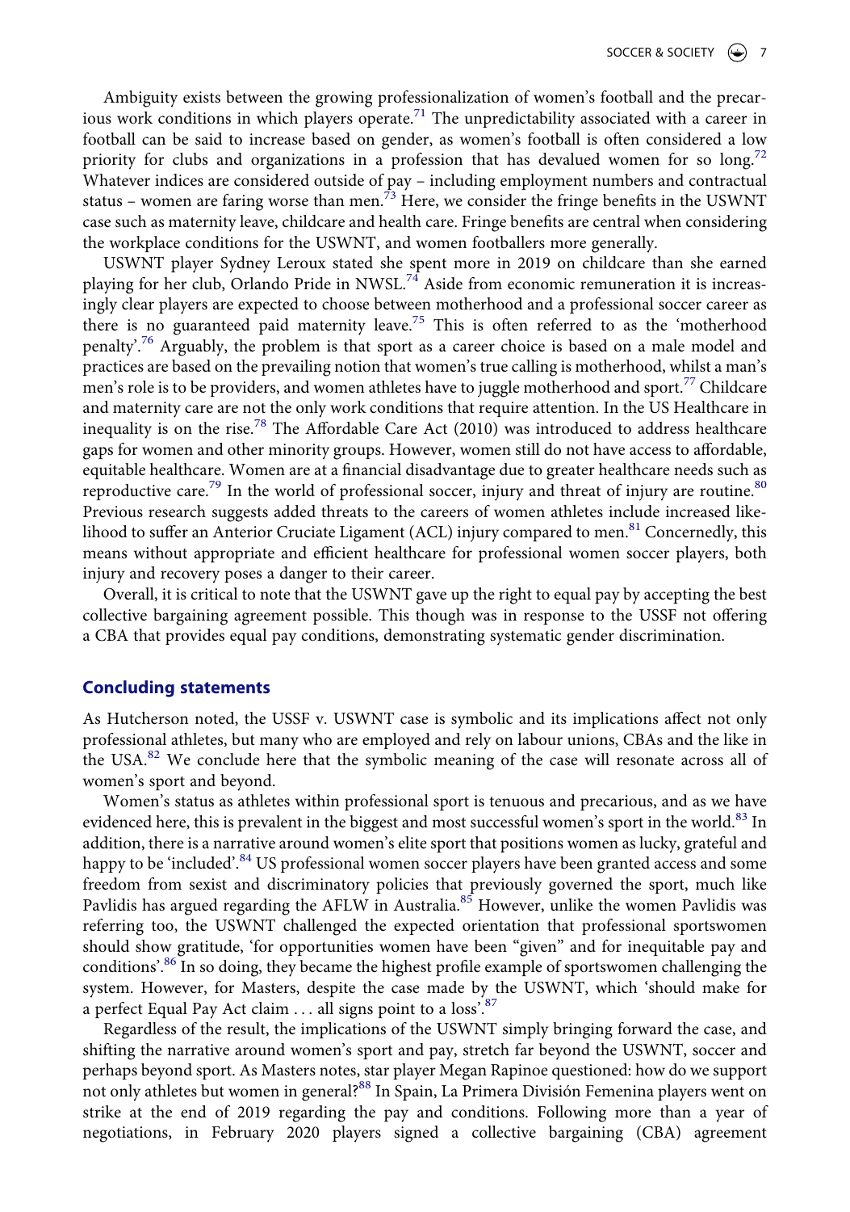Ambiguity exists between the growing professionalization of women's football and the precarious work conditions in which players operate.[71] The unpredictability associated with a career in football can be said to increase based on gender, as women's football is often considered a low priority for clubs and organizations in a profession that has devalued women for so long.[72] Whatever indices are considered outside of pay – including employment numbers and contractual status – women are faring worse than men.[73] Here, we consider the fringe benefits in the USWNT case such as maternity leave, childcare and health care. Fringe benefits are central when considering the workplace conditions for the USWNT, and women footballers more generally.

USWNT player Sydney Leroux stated she spent more in 2019 on childcare than she earned playing for her club, Orlando Pride in NWSL.[74] Aside from economic remuneration it is increasingly clear players are expected to choose between motherhood and a professional soccer career as there is no guaranteed paid maternity leave.[75] This is often referred to as the 'motherhood penalty'.[76] Arguably, the problem is that sport as a career choice is based on a male model and practices are based on the prevailing notion that women's true calling is motherhood, whilst a man's men's role is to be providers, and women athletes have to juggle motherhood and sport.[77] Childcare and maternity care are not the only work conditions that require attention. In the US Healthcare in inequality is on the rise.[78] The Affordable Care Act (2010) was introduced to address healthcare gaps for women and other minority groups. However, women still do not have access to affordable, equitable healthcare. Women are at a financial disadvantage due to greater healthcare needs such as reproductive care.[79] In the world of professional soccer, injury and threat of injury are routine.[80] Previous research suggests added threats to the careers of women athletes include increased likelihood to suffer an Anterior Cruciate Ligament (ACL) injury compared to men.[81] Concernedly, this means without appropriate and efficient healthcare for professional women soccer players, both injury and recovery poses a danger to their career.

Overall, it is critical to note that the USWNT gave up the right to equal pay by accepting the best collective bargaining agreement possible. This though was in response to the USSF not offering a CBA that provides equal pay conditions, demonstrating systematic gender discrimination.

## Concluding statements

As Hutcherson noted, the USSF v. USWNT case is symbolic and its implications affect not only professional athletes, but many who are employed and rely on labour unions, CBAs and the like in the USA.[82] We conclude here that the symbolic meaning of the case will resonate across all of women's sport and beyond.

Women's status as athletes within professional sport is tenuous and precarious, and as we have evidenced here, this is prevalent in the biggest and most successful women's sport in the world.[83] In addition, there is a narrative around women's elite sport that positions women as lucky, grateful and happy to be 'included'.[84] US professional women soccer players have been granted access and some freedom from sexist and discriminatory policies that previously governed the sport, much like Pavlidis has argued regarding the AFLW in Australia.[85] However, unlike the women Pavlidis was referring too, the USWNT challenged the expected orientation that professional sportswomen should show gratitude, 'for opportunities women have been "given" and for inequitable pay and conditions'.[86] In so doing, they became the highest profile example of sportswomen challenging the system. However, for Masters, despite the case made by the USWNT, which 'should make for a perfect Equal Pay Act claim … all signs point to a loss'.[87]

Regardless of the result, the implications of the USWNT simply bringing forward the case, and shifting the narrative around women's sport and pay, stretch far beyond the USWNT, soccer and perhaps beyond sport. As Masters notes, star player Megan Rapinoe questioned: how do we support not only athletes but women in general?[88] In Spain, La Primera División Femenina players went on strike at the end of 2019 regarding the pay and conditions. Following more than a year of negotiations, in February 2020 players signed a collective bargaining (CBA) agreement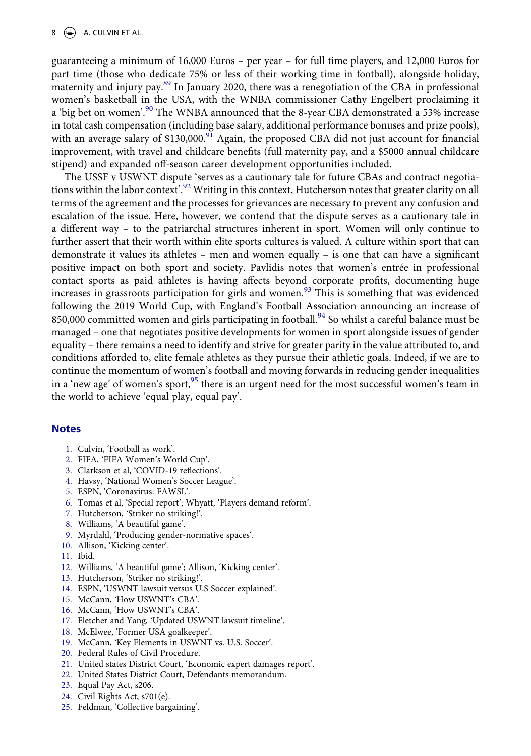guaranteeing a minimum of 16,000 Euros – per year – for full time players, and 12,000 Euros for part time (those who dedicate 75% or less of their working time in football), alongside holiday, maternity and injury pay.[89] In January 2020, there was a renegotiation of the CBA in professional women's basketball in the USA, with the WNBA commissioner Cathy Engelbert proclaiming it a 'big bet on women'.[90] The WNBA announced that the 8-year CBA demonstrated a 53% increase in total cash compensation (including base salary, additional performance bonuses and prize pools), with an average salary of $130,000.[91] Again, the proposed CBA did not just account for financial improvement, with travel and childcare benefits (full maternity pay, and a $5000 annual childcare stipend) and expanded off-season career development opportunities included.

The USSF v USWNT dispute 'serves as a cautionary tale for future CBAs and contract negotiations within the labor context'.[92] Writing in this context, Hutcherson notes that greater clarity on all terms of the agreement and the processes for grievances are necessary to prevent any confusion and escalation of the issue. Here, however, we contend that the dispute serves as a cautionary tale in a different way – to the patriarchal structures inherent in sport. Women will only continue to further assert that their worth within elite sports cultures is valued. A culture within sport that can demonstrate it values its athletes – men and women equally – is one that can have a significant positive impact on both sport and society. Pavlidis notes that women's entrée in professional contact sports as paid athletes is having affects beyond corporate profits, documenting huge increases in grassroots participation for girls and women.[93] This is something that was evidenced following the 2019 World Cup, with England's Football Association announcing an increase of 850,000 committed women and girls participating in football.[94] So whilst a careful balance must be managed – one that negotiates positive developments for women in sport alongside issues of gender equality – there remains a need to identify and strive for greater parity in the value attributed to, and conditions afforded to, elite female athletes as they pursue their athletic goals. Indeed, if we are to continue the momentum of women's football and moving forwards in reducing gender inequalities in a 'new age' of women's sport,[95] there is an urgent need for the most successful women's team in the world to achieve 'equal play, equal pay'.

## Notes

1. Culvin, 'Football as work'.
2. FIFA, 'FIFA Women's World Cup'.
3. Clarkson et al, 'COVID-19 reflections'.
4. Havsy, 'National Women's Soccer League'.
5. ESPN, 'Coronavirus: FAWSL'.
6. Tomas et al, 'Special report'; Whyatt, 'Players demand reform'.
7. Hutcherson, 'Striker no striking!'.
8. Williams, 'A beautiful game'.
9. Myrdahl, 'Producing gender-normative spaces'.
10. Allison, 'Kicking center'.
11. Ibid.
12. Williams, 'A beautiful game'; Allison, 'Kicking center'.
13. Hutcherson, 'Striker no striking!'.
14. ESPN, 'USWNT lawsuit versus U.S Soccer explained'.
15. McCann, 'How USWNT's CBA'.
16. McCann, 'How USWNT's CBA'.
17. Fletcher and Yang, 'Updated USWNT lawsuit timeline'.
18. McElwee, 'Former USA goalkeeper'.
19. McCann, 'Key Elements in USWNT vs. U.S. Soccer'.
20. Federal Rules of Civil Procedure.
21. United states District Court, 'Economic expert damages report'.
22. United States District Court, Defendants memorandum.
23. Equal Pay Act, s206.
24. Civil Rights Act, s701(e).
25. Feldman, 'Collective bargaining'.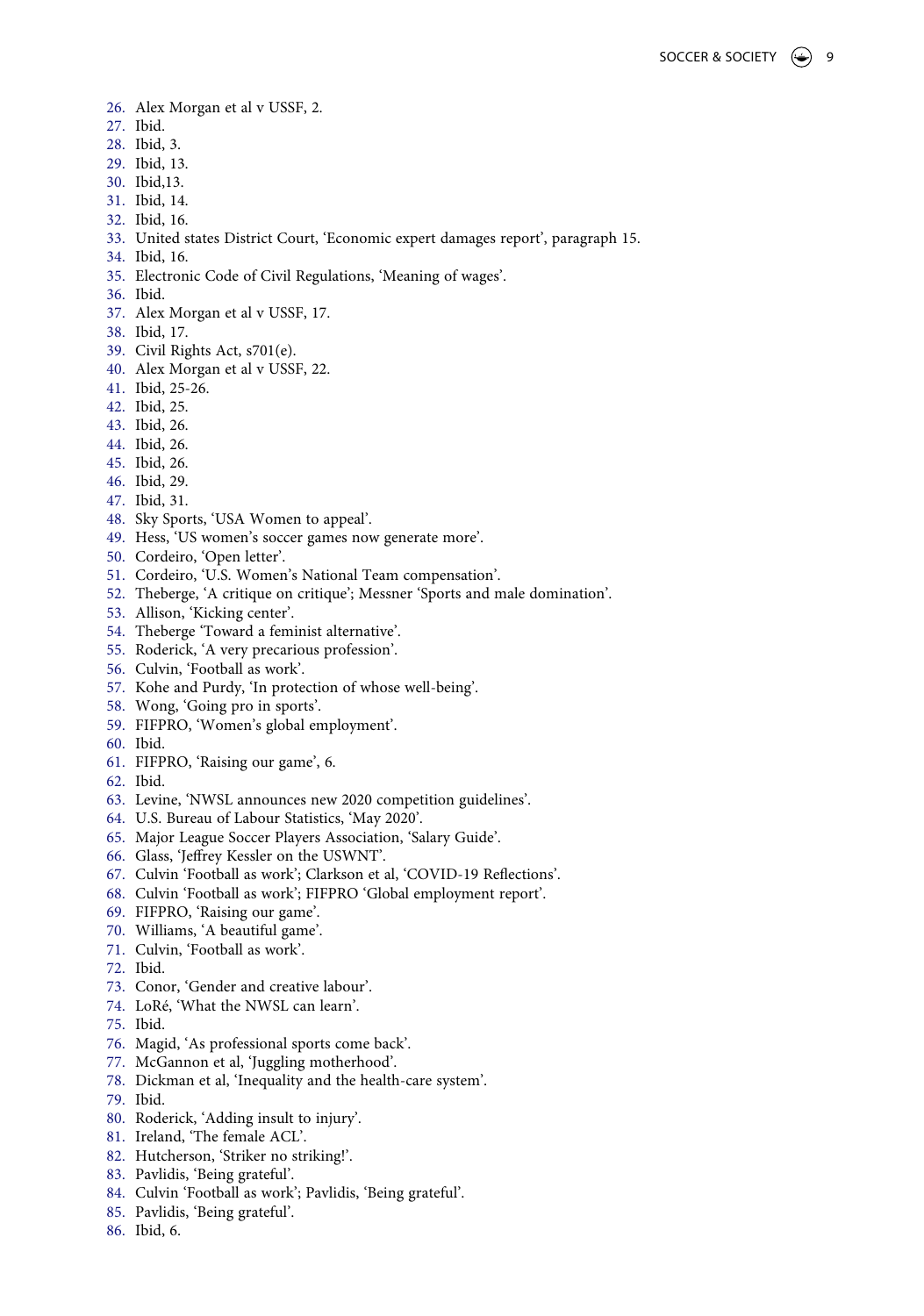26. Alex Morgan et al v USSF, 2.
27. Ibid.
28. Ibid, 3.
29. Ibid, 13.
30. Ibid,13.
31. Ibid, 14.
32. Ibid, 16.
33. United states District Court, 'Economic expert damages report', paragraph 15.
34. Ibid, 16.
35. Electronic Code of Civil Regulations, 'Meaning of wages'.
36. Ibid.
37. Alex Morgan et al v USSF, 17.
38. Ibid, 17.
39. Civil Rights Act, s701(e).
40. Alex Morgan et al v USSF, 22.
41. Ibid, 25-26.
42. Ibid, 25.
43. Ibid, 26.
44. Ibid, 26.
45. Ibid, 26.
46. Ibid, 29.
47. Ibid, 31.
48. Sky Sports, 'USA Women to appeal'.
49. Hess, 'US women's soccer games now generate more'.
50. Cordeiro, 'Open letter'.
51. Cordeiro, 'U.S. Women's National Team compensation'.
52. Theberge, 'A critique on critique'; Messner 'Sports and male domination'.
53. Allison, 'Kicking center'.
54. Theberge 'Toward a feminist alternative'.
55. Roderick, 'A very precarious profession'.
56. Culvin, 'Football as work'.
57. Kohe and Purdy, 'In protection of whose well-being'.
58. Wong, 'Going pro in sports'.
59. FIFPRO, 'Women's global employment'.
60. Ibid.
61. FIFPRO, 'Raising our game', 6.
62. Ibid.
63. Levine, 'NWSL announces new 2020 competition guidelines'.
64. U.S. Bureau of Labour Statistics, 'May 2020'.
65. Major League Soccer Players Association, 'Salary Guide'.
66. Glass, 'Jeffrey Kessler on the USWNT'.
67. Culvin 'Football as work'; Clarkson et al, 'COVID-19 Reflections'.
68. Culvin 'Football as work'; FIFPRO 'Global employment report'.
69. FIFPRO, 'Raising our game'.
70. Williams, 'A beautiful game'.
71. Culvin, 'Football as work'.
72. Ibid.
73. Conor, 'Gender and creative labour'.
74. LoRé, 'What the NWSL can learn'.
75. Ibid.
76. Magid, 'As professional sports come back'.
77. McGannon et al, 'Juggling motherhood'.
78. Dickman et al, 'Inequality and the health-care system'.
79. Ibid.
80. Roderick, 'Adding insult to injury'.
81. Ireland, 'The female ACL'.
82. Hutcherson, 'Striker no striking!'.
83. Pavlidis, 'Being grateful'.
84. Culvin 'Football as work'; Pavlidis, 'Being grateful'.
85. Pavlidis, 'Being grateful'.
86. Ibid, 6.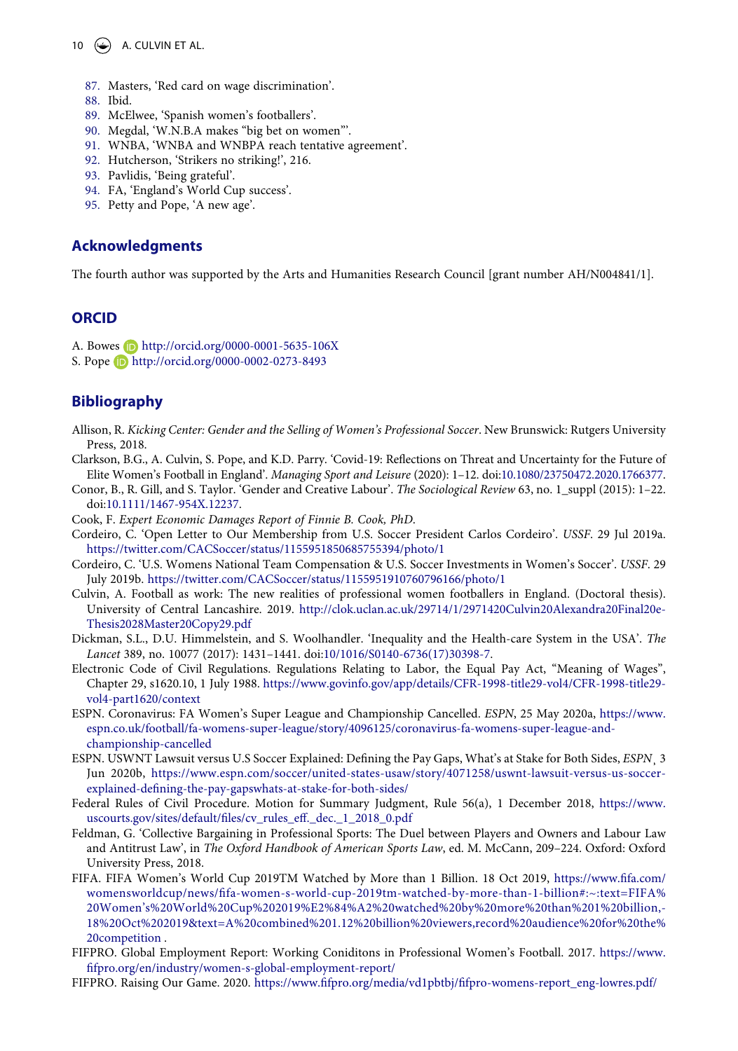87. Masters, 'Red card on wage discrimination'.
88. Ibid.
89. McElwee, 'Spanish women's footballers'.
90. Megdal, 'W.N.B.A makes "big bet on women"'.
91. WNBA, 'WNBA and WNBPA reach tentative agreement'.
92. Hutcherson, 'Strikers no striking!', 216.
93. Pavlidis, 'Being grateful'.
94. FA, 'England's World Cup success'.
95. Petty and Pope, 'A new age'.

## Acknowledgments

The fourth author was supported by the Arts and Humanities Research Council [grant number AH/N004841/1].

## ORCID

A. Bowes http://orcid.org/0000-0001-5635-106X
S. Pope http://orcid.org/0000-0002-0273-8493

## Bibliography

Allison, R. *Kicking Center: Gender and the Selling of Women's Professional Soccer*. New Brunswick: Rutgers University Press, 2018.

Clarkson, B.G., A. Culvin, S. Pope, and K.D. Parry. 'Covid-19: Reflections on Threat and Uncertainty for the Future of Elite Women's Football in England'. *Managing Sport and Leisure* (2020): 1–12. doi:10.1080/23750472.2020.1766377.

Conor, B., R. Gill, and S. Taylor. 'Gender and Creative Labour'. *The Sociological Review* 63, no. 1_suppl (2015): 1–22. doi:10.1111/1467-954X.12237.

Cook, F. *Expert Economic Damages Report of Finnie B. Cook, PhD*.

Cordeiro, C. 'Open Letter to Our Membership from U.S. Soccer President Carlos Cordeiro'. *USSF*. 29 Jul 2019a. https://twitter.com/CACSoccer/status/1155951850685755394/photo/1

Cordeiro, C. 'U.S. Womens National Team Compensation & U.S. Soccer Investments in Women's Soccer'. *USSF*. 29 July 2019b. https://twitter.com/CACSoccer/status/1155951910760796166/photo/1

Culvin, A. Football as work: The new realities of professional women footballers in England. (Doctoral thesis). University of Central Lancashire. 2019. http://clok.uclan.ac.uk/29714/1/2971420Culvin20Alexandra20Final20e-Thesis2028Master20Copy29.pdf

Dickman, S.L., D.U. Himmelstein, and S. Woolhandler. 'Inequality and the Health-care System in the USA'. *The Lancet* 389, no. 10077 (2017): 1431–1441. doi:10/1016/S0140-6736(17)30398-7.

Electronic Code of Civil Regulations. Regulations Relating to Labor, the Equal Pay Act, "Meaning of Wages", Chapter 29, s1620.10, 1 July 1988. https://www.govinfo.gov/app/details/CFR-1998-title29-vol4/CFR-1998-title29-vol4-part1620/context

ESPN. Coronavirus: FA Women's Super League and Championship Cancelled. *ESPN*, 25 May 2020a, https://www.espn.co.uk/football/fa-womens-super-league/story/4096125/coronavirus-fa-womens-super-league-and-championship-cancelled

ESPN. USWNT Lawsuit versus U.S Soccer Explained: Defining the Pay Gaps, What's at Stake for Both Sides, *ESPN*¸ 3 Jun 2020b, https://www.espn.com/soccer/united-states-usaw/story/4071258/uswnt-lawsuit-versus-us-soccer-explained-defining-the-pay-gapswhats-at-stake-for-both-sides/

Federal Rules of Civil Procedure. Motion for Summary Judgment, Rule 56(a), 1 December 2018, https://www.uscourts.gov/sites/default/files/cv_rules_eff._dec._1_2018_0.pdf

Feldman, G. 'Collective Bargaining in Professional Sports: The Duel between Players and Owners and Labour Law and Antitrust Law', in *The Oxford Handbook of American Sports Law*, ed. M. McCann, 209–224. Oxford: Oxford University Press, 2018.

FIFA. FIFA Women's World Cup 2019TM Watched by More than 1 Billion. 18 Oct 2019, https://www.fifa.com/womensworldcup/news/fifa-women-s-world-cup-2019tm-watched-by-more-than-1-billion#:~:text=FIFA%20Women's%20World%20Cup%202019%E2%84%A2%20watched%20by%20more%20than%201%20billion,-18%20Oct%202019&text=A%20combined%201.12%20billion%20viewers,record%20audience%20for%20the%20competition .

FIFPRO. Global Employment Report: Working Coniditons in Professional Women's Football. 2017. https://www.fifpro.org/en/industry/women-s-global-employment-report/

FIFPRO. Raising Our Game. 2020. https://www.fifpro.org/media/vd1pbtbj/fifpro-womens-report_eng-lowres.pdf/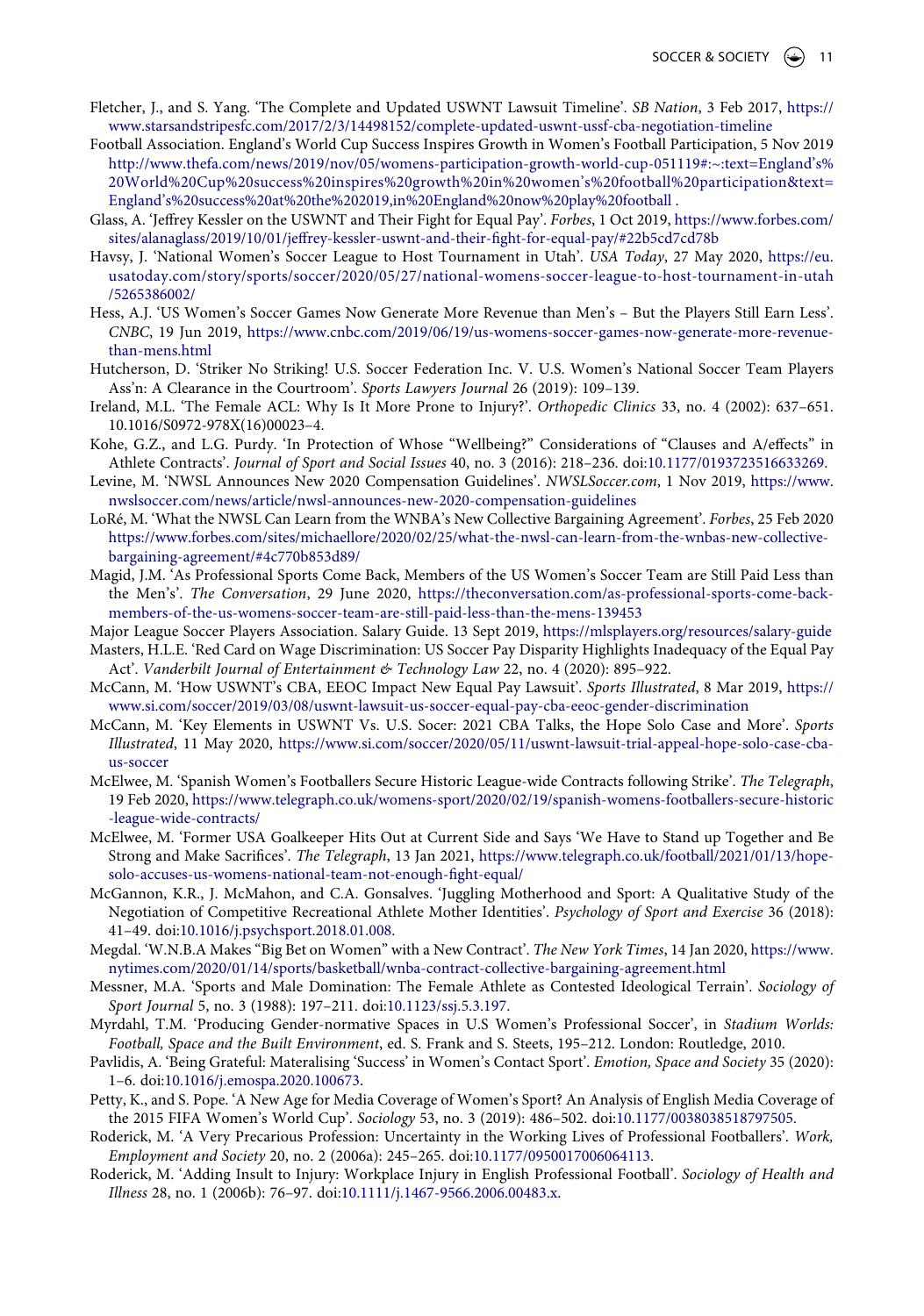Fletcher, J., and S. Yang. 'The Complete and Updated USWNT Lawsuit Timeline'. *SB Nation*, 3 Feb 2017, https://www.starsandstripesfc.com/2017/2/3/14498152/complete-updated-uswnt-ussf-cba-negotiation-timeline

Football Association. England's World Cup Success Inspires Growth in Women's Football Participation, 5 Nov 2019 http://www.thefa.com/news/2019/nov/05/womens-participation-growth-world-cup-051119#:~:text=England's%20World%20Cup%20success%20inspires%20growth%20in%20women's%20football%20participation&text=England's%20success%20at%20the%202019,in%20England%20now%20play%20football .

Glass, A. 'Jeffrey Kessler on the USWNT and Their Fight for Equal Pay'. *Forbes*, 1 Oct 2019, https://www.forbes.com/sites/alanaglass/2019/10/01/jeffrey-kessler-uswnt-and-their-fight-for-equal-pay/#22b5cd7cd78b

Havsy, J. 'National Women's Soccer League to Host Tournament in Utah'. *USA Today*, 27 May 2020, https://eu.usatoday.com/story/sports/soccer/2020/05/27/national-womens-soccer-league-to-host-tournament-in-utah/5265386002/

Hess, A.J. 'US Women's Soccer Games Now Generate More Revenue than Men's – But the Players Still Earn Less'. *CNBC*, 19 Jun 2019, https://www.cnbc.com/2019/06/19/us-womens-soccer-games-now-generate-more-revenue-than-mens.html

Hutcherson, D. 'Striker No Striking! U.S. Soccer Federation Inc. V. U.S. Women's National Soccer Team Players Ass'n: A Clearance in the Courtroom'. *Sports Lawyers Journal* 26 (2019): 109–139.

Ireland, M.L. 'The Female ACL: Why Is It More Prone to Injury?'. *Orthopedic Clinics* 33, no. 4 (2002): 637–651. 10.1016/S0972-978X(16)00023–4.

Kohe, G.Z., and L.G. Purdy. 'In Protection of Whose "Wellbeing?" Considerations of "Clauses and A/effects" in Athlete Contracts'. *Journal of Sport and Social Issues* 40, no. 3 (2016): 218–236. doi:10.1177/0193723516633269.

Levine, M. 'NWSL Announces New 2020 Compensation Guidelines'. *NWSLSoccer.com*, 1 Nov 2019, https://www.nwslsoccer.com/news/article/nwsl-announces-new-2020-compensation-guidelines

LoRé, M. 'What the NWSL Can Learn from the WNBA's New Collective Bargaining Agreement'. *Forbes*, 25 Feb 2020 https://www.forbes.com/sites/michaellore/2020/02/25/what-the-nwsl-can-learn-from-the-wnbas-new-collective-bargaining-agreement/#4c770b853d89/

Magid, J.M. 'As Professional Sports Come Back, Members of the US Women's Soccer Team are Still Paid Less than the Men's'. *The Conversation*, 29 June 2020, https://theconversation.com/as-professional-sports-come-back-members-of-the-us-womens-soccer-team-are-still-paid-less-than-the-mens-139453

Major League Soccer Players Association. Salary Guide. 13 Sept 2019, https://mlsplayers.org/resources/salary-guide

Masters, H.L.E. 'Red Card on Wage Discrimination: US Soccer Pay Disparity Highlights Inadequacy of the Equal Pay Act'. *Vanderbilt Journal of Entertainment & Technology Law* 22, no. 4 (2020): 895–922.

McCann, M. 'How USWNT's CBA, EEOC Impact New Equal Pay Lawsuit'. *Sports Illustrated*, 8 Mar 2019, https://www.si.com/soccer/2019/03/08/uswnt-lawsuit-us-soccer-equal-pay-cba-eeoc-gender-discrimination

McCann, M. 'Key Elements in USWNT Vs. U.S. Socer: 2021 CBA Talks, the Hope Solo Case and More'. *Sports Illustrated*, 11 May 2020, https://www.si.com/soccer/2020/05/11/uswnt-lawsuit-trial-appeal-hope-solo-case-cba-us-soccer

McElwee, M. 'Spanish Women's Footballers Secure Historic League-wide Contracts following Strike'. *The Telegraph*, 19 Feb 2020, https://www.telegraph.co.uk/womens-sport/2020/02/19/spanish-womens-footballers-secure-historic-league-wide-contracts/

McElwee, M. 'Former USA Goalkeeper Hits Out at Current Side and Says 'We Have to Stand up Together and Be Strong and Make Sacrifices'. *The Telegraph*, 13 Jan 2021, https://www.telegraph.co.uk/football/2021/01/13/hope-solo-accuses-us-womens-national-team-not-enough-fight-equal/

McGannon, K.R., J. McMahon, and C.A. Gonsalves. 'Juggling Motherhood and Sport: A Qualitative Study of the Negotiation of Competitive Recreational Athlete Mother Identities'. *Psychology of Sport and Exercise* 36 (2018): 41–49. doi:10.1016/j.psychsport.2018.01.008.

Megdal. 'W.N.B.A Makes "Big Bet on Women" with a New Contract'. *The New York Times*, 14 Jan 2020, https://www.nytimes.com/2020/01/14/sports/basketball/wnba-contract-collective-bargaining-agreement.html

Messner, M.A. 'Sports and Male Domination: The Female Athlete as Contested Ideological Terrain'. *Sociology of Sport Journal* 5, no. 3 (1988): 197–211. doi:10.1123/ssj.5.3.197.

Myrdahl, T.M. 'Producing Gender-normative Spaces in U.S Women's Professional Soccer', in *Stadium Worlds: Football, Space and the Built Environment*, ed. S. Frank and S. Steets, 195–212. London: Routledge, 2010.

Pavlidis, A. 'Being Grateful: Materalising 'Success' in Women's Contact Sport'. *Emotion, Space and Society* 35 (2020): 1–6. doi:10.1016/j.emospa.2020.100673.

Petty, K., and S. Pope. 'A New Age for Media Coverage of Women's Sport? An Analysis of English Media Coverage of the 2015 FIFA Women's World Cup'. *Sociology* 53, no. 3 (2019): 486–502. doi:10.1177/0038038518797505.

Roderick, M. 'A Very Precarious Profession: Uncertainty in the Working Lives of Professional Footballers'. *Work, Employment and Society* 20, no. 2 (2006a): 245–265. doi:10.1177/0950017006064113.

Roderick, M. 'Adding Insult to Injury: Workplace Injury in English Professional Football'. *Sociology of Health and Illness* 28, no. 1 (2006b): 76–97. doi:10.1111/j.1467-9566.2006.00483.x.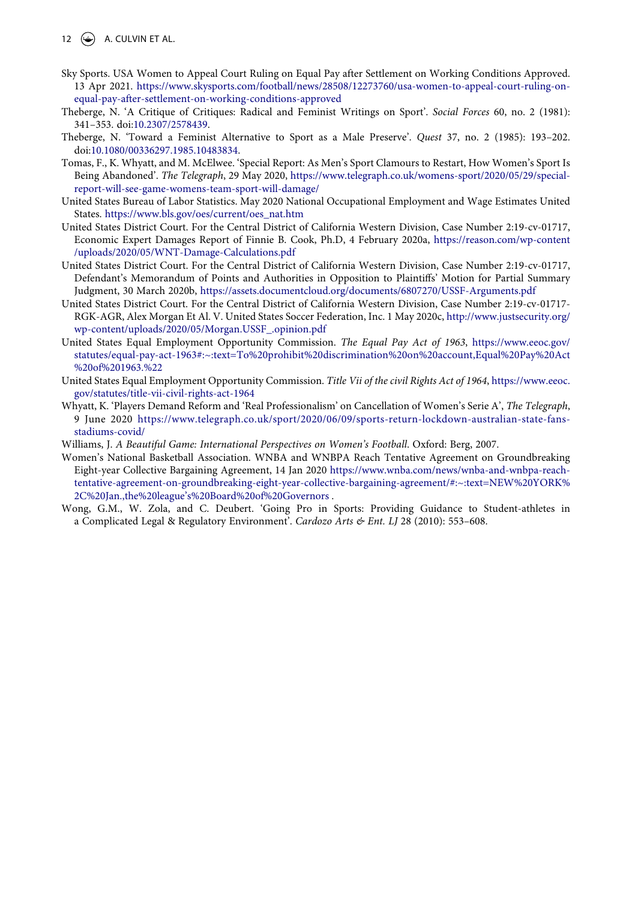Sky Sports. USA Women to Appeal Court Ruling on Equal Pay after Settlement on Working Conditions Approved. 13 Apr 2021. https://www.skysports.com/football/news/28508/12273760/usa-women-to-appeal-court-ruling-on-equal-pay-after-settlement-on-working-conditions-approved

Theberge, N. 'A Critique of Critiques: Radical and Feminist Writings on Sport'. *Social Forces* 60, no. 2 (1981): 341–353. doi:10.2307/2578439.

Theberge, N. 'Toward a Feminist Alternative to Sport as a Male Preserve'. *Quest* 37, no. 2 (1985): 193–202. doi:10.1080/00336297.1985.10483834.

Tomas, F., K. Whyatt, and M. McElwee. 'Special Report: As Men's Sport Clamours to Restart, How Women's Sport Is Being Abandoned'. *The Telegraph*, 29 May 2020, https://www.telegraph.co.uk/womens-sport/2020/05/29/special-report-will-see-game-womens-team-sport-will-damage/

United States Bureau of Labor Statistics. May 2020 National Occupational Employment and Wage Estimates United States. https://www.bls.gov/oes/current/oes_nat.htm

United States District Court. For the Central District of California Western Division, Case Number 2:19-cv-01717, Economic Expert Damages Report of Finnie B. Cook, Ph.D, 4 February 2020a, https://reason.com/wp-content/uploads/2020/05/WNT-Damage-Calculations.pdf

United States District Court. For the Central District of California Western Division, Case Number 2:19-cv-01717, Defendant's Memorandum of Points and Authorities in Opposition to Plaintiffs' Motion for Partial Summary Judgment, 30 March 2020b, https://assets.documentcloud.org/documents/6807270/USSF-Arguments.pdf

United States District Court. For the Central District of California Western Division, Case Number 2:19-cv-01717-RGK-AGR, Alex Morgan Et Al. V. United States Soccer Federation, Inc. 1 May 2020c, http://www.justsecurity.org/wp-content/uploads/2020/05/Morgan.USSF_.opinion.pdf

United States Equal Employment Opportunity Commission. *The Equal Pay Act of 1963*, https://www.eeoc.gov/statutes/equal-pay-act-1963#:~:text=To%20prohibit%20discrimination%20on%20account,Equal%20Pay%20Act%20of%201963.%22

United States Equal Employment Opportunity Commission. *Title Vii of the civil Rights Act of 1964*, https://www.eeoc.gov/statutes/title-vii-civil-rights-act-1964

Whyatt, K. 'Players Demand Reform and 'Real Professionalism' on Cancellation of Women's Serie A', *The Telegraph*, 9 June 2020 https://www.telegraph.co.uk/sport/2020/06/09/sports-return-lockdown-australian-state-fans-stadiums-covid/

Williams, J. *A Beautiful Game: International Perspectives on Women's Football*. Oxford: Berg, 2007.

Women's National Basketball Association. WNBA and WNBPA Reach Tentative Agreement on Groundbreaking Eight-year Collective Bargaining Agreement, 14 Jan 2020 https://www.wnba.com/news/wnba-and-wnbpa-reach-tentative-agreement-on-groundbreaking-eight-year-collective-bargaining-agreement/#:~:text=NEW%20YORK%2C%20Jan.,the%20league's%20Board%20of%20Governors .

Wong, G.M., W. Zola, and C. Deubert. 'Going Pro in Sports: Providing Guidance to Student-athletes in a Complicated Legal & Regulatory Environment'. *Cardozo Arts & Ent. LJ* 28 (2010): 553–608.